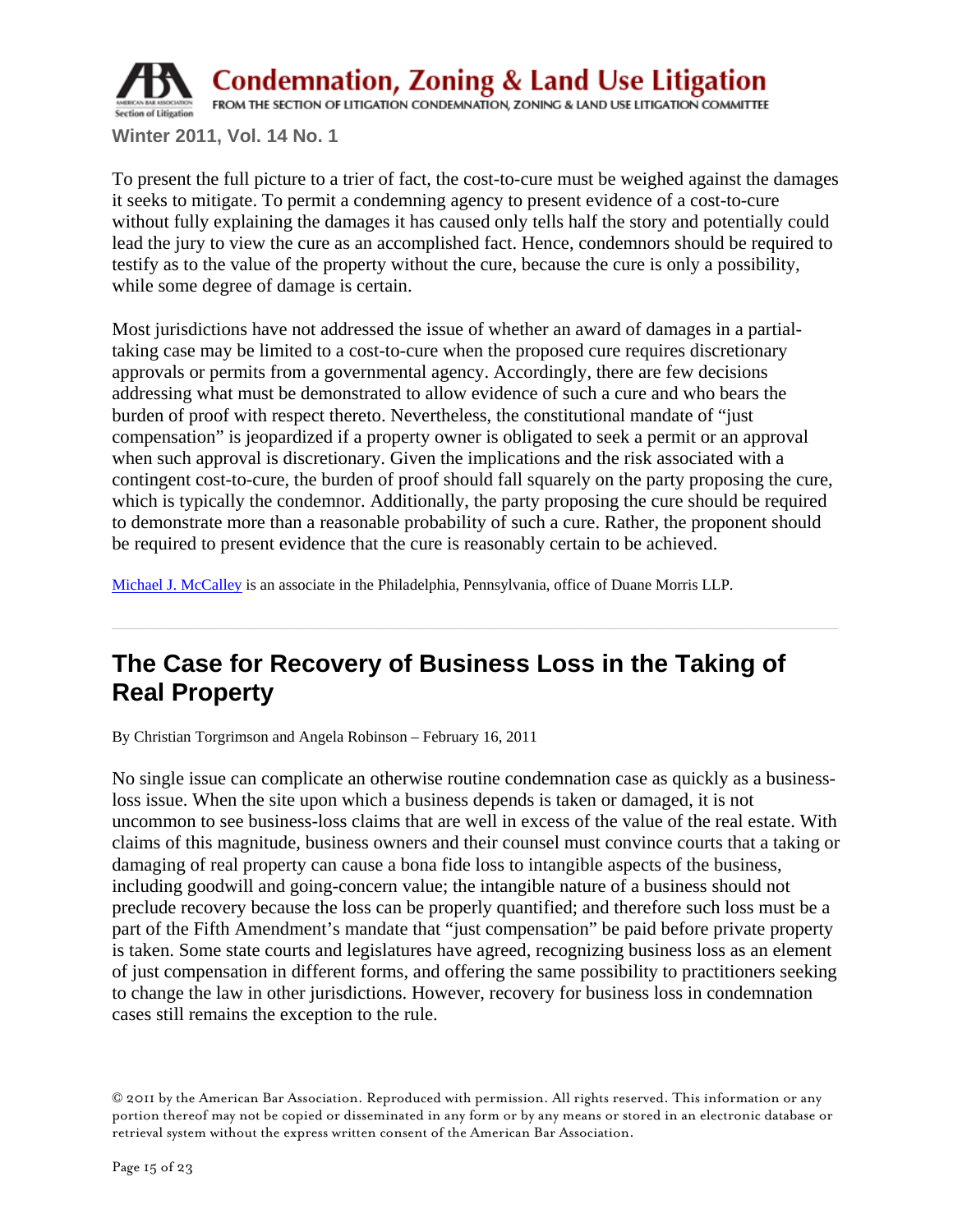To present the full picture to a trier of fact, the cost-to-cure must be weighed against the damages it seeks to mitigate. To permit a condemning agency to present evidence of a cost-to-cure without fully explaining the damages it has caused only tells half the story and potentially could lead the jury to view the cure as an accomplished fact. Hence, condemnors should be required to testify as to the value of the property without the cure, because the cure is only a possibility, while some degree of damage is certain.

Most jurisdictions have not addressed the issue of whether an award of damages in a partial-taking case may be limited to a cost-to-cure when the proposed cure requires discretionary approvals or permits from a governmental agency. Accordingly, there are few decisions addressing what must be demonstrated to allow evidence of such a cure and who bears the burden of proof with respect thereto. Nevertheless, the constitutional mandate of "just compensation" is jeopardized if a property owner is obligated to seek a permit or an approval when such approval is discretionary. Given the implications and the risk associated with a contingent cost-to-cure, the burden of proof should fall squarely on the party proposing the cure, which is typically the condemnor. Additionally, the party proposing the cure should be required to demonstrate more than a reasonable probability of such a cure. Rather, the proponent should be required to present evidence that the cure is reasonably certain to be achieved.

Michael J. McCalley is an associate in the Philadelphia, Pennsylvania, office of Duane Morris LLP.

---

## The Case for Recovery of Business Loss in the Taking of Real Property

By Christian Torgrimson and Angela Robinson – February 16, 2011

No single issue can complicate an otherwise routine condemnation case as quickly as a business-loss issue. When the site upon which a business depends is taken or damaged, it is not uncommon to see business-loss claims that are well in excess of the value of the real estate. With claims of this magnitude, business owners and their counsel must convince courts that a taking or damaging of real property can cause a bona fide loss to intangible aspects of the business, including goodwill and going-concern value; the intangible nature of a business should not preclude recovery because the loss can be properly quantified; and therefore such loss must be a part of the Fifth Amendment's mandate that "just compensation" be paid before private property is taken. Some state courts and legislatures have agreed, recognizing business loss as an element of just compensation in different forms, and offering the same possibility to practitioners seeking to change the law in other jurisdictions. However, recovery for business loss in condemnation cases still remains the exception to the rule.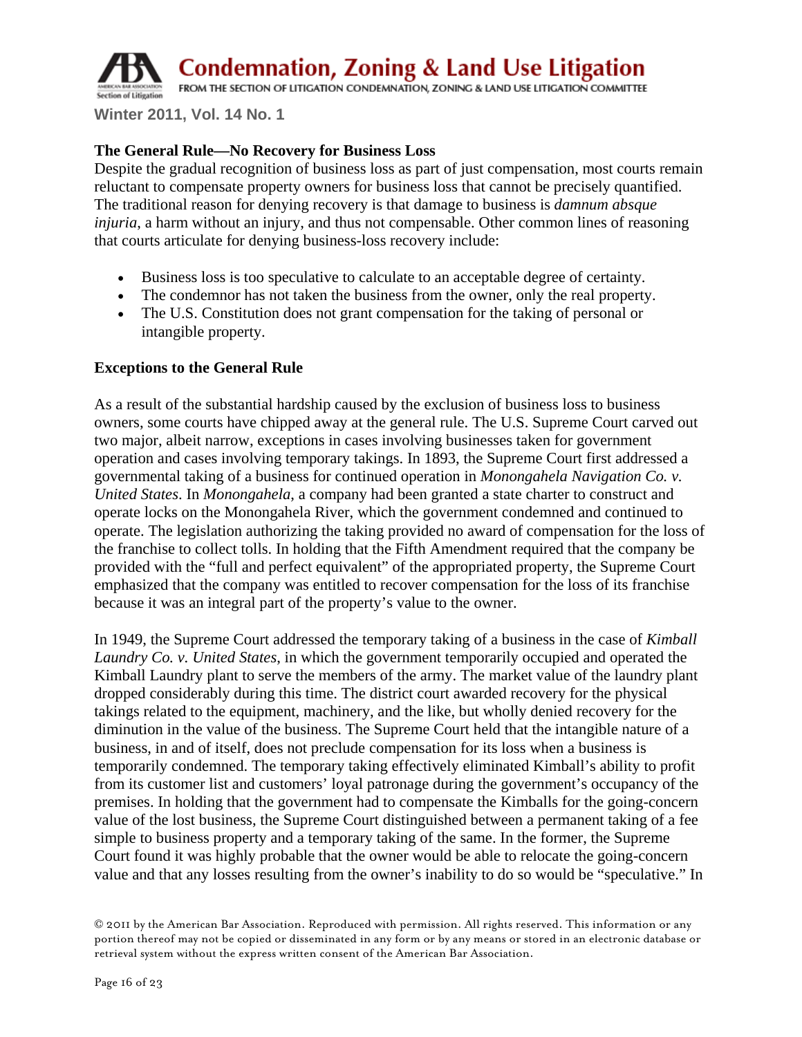### The General Rule—No Recovery for Business Loss

Despite the gradual recognition of business loss as part of just compensation, most courts remain reluctant to compensate property owners for business loss that cannot be precisely quantified. The traditional reason for denying recovery is that damage to business is *damnum absque injuria*, a harm without an injury, and thus not compensable. Other common lines of reasoning that courts articulate for denying business-loss recovery include:

- Business loss is too speculative to calculate to an acceptable degree of certainty.
- The condemnor has not taken the business from the owner, only the real property.
- The U.S. Constitution does not grant compensation for the taking of personal or intangible property.

### Exceptions to the General Rule

As a result of the substantial hardship caused by the exclusion of business loss to business owners, some courts have chipped away at the general rule. The U.S. Supreme Court carved out two major, albeit narrow, exceptions in cases involving businesses taken for government operation and cases involving temporary takings. In 1893, the Supreme Court first addressed a governmental taking of a business for continued operation in *Monongahela Navigation Co. v. United States*. In *Monongahela*, a company had been granted a state charter to construct and operate locks on the Monongahela River, which the government condemned and continued to operate. The legislation authorizing the taking provided no award of compensation for the loss of the franchise to collect tolls. In holding that the Fifth Amendment required that the company be provided with the "full and perfect equivalent" of the appropriated property, the Supreme Court emphasized that the company was entitled to recover compensation for the loss of its franchise because it was an integral part of the property's value to the owner.

In 1949, the Supreme Court addressed the temporary taking of a business in the case of *Kimball Laundry Co. v. United States*, in which the government temporarily occupied and operated the Kimball Laundry plant to serve the members of the army. The market value of the laundry plant dropped considerably during this time. The district court awarded recovery for the physical takings related to the equipment, machinery, and the like, but wholly denied recovery for the diminution in the value of the business. The Supreme Court held that the intangible nature of a business, in and of itself, does not preclude compensation for its loss when a business is temporarily condemned. The temporary taking effectively eliminated Kimball's ability to profit from its customer list and customers' loyal patronage during the government's occupancy of the premises. In holding that the government had to compensate the Kimballs for the going-concern value of the lost business, the Supreme Court distinguished between a permanent taking of a fee simple to business property and a temporary taking of the same. In the former, the Supreme Court found it was highly probable that the owner would be able to relocate the going-concern value and that any losses resulting from the owner's inability to do so would be "speculative." In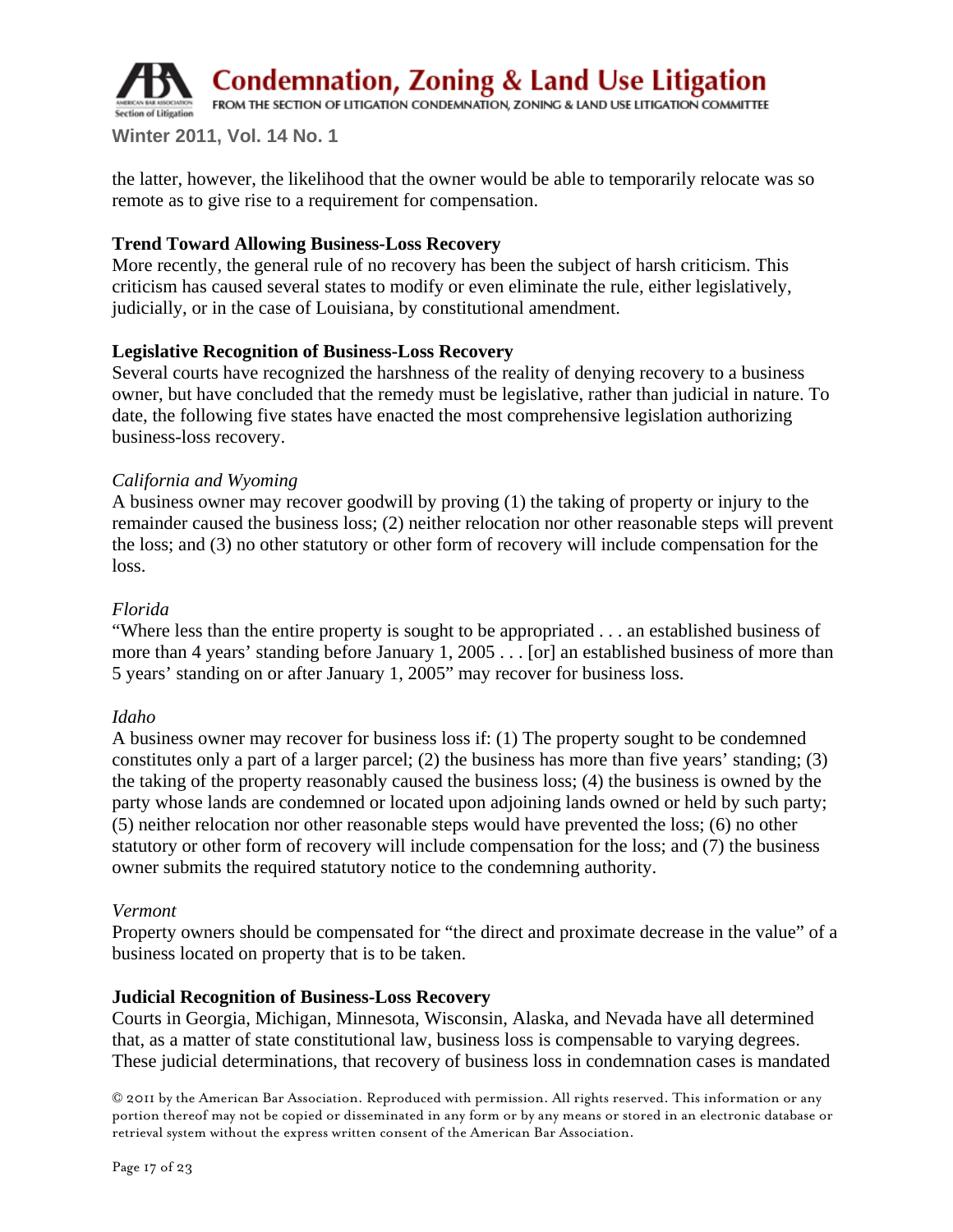the latter, however, the likelihood that the owner would be able to temporarily relocate was so remote as to give rise to a requirement for compensation.

**Trend Toward Allowing Business-Loss Recovery**

More recently, the general rule of no recovery has been the subject of harsh criticism. This criticism has caused several states to modify or even eliminate the rule, either legislatively, judicially, or in the case of Louisiana, by constitutional amendment.

**Legislative Recognition of Business-Loss Recovery**

Several courts have recognized the harshness of the reality of denying recovery to a business owner, but have concluded that the remedy must be legislative, rather than judicial in nature. To date, the following five states have enacted the most comprehensive legislation authorizing business-loss recovery.

*California and Wyoming*

A business owner may recover goodwill by proving (1) the taking of property or injury to the remainder caused the business loss; (2) neither relocation nor other reasonable steps will prevent the loss; and (3) no other statutory or other form of recovery will include compensation for the loss.

*Florida*

"Where less than the entire property is sought to be appropriated . . . an established business of more than 4 years' standing before January 1, 2005 . . . [or] an established business of more than 5 years' standing on or after January 1, 2005" may recover for business loss.

*Idaho*

A business owner may recover for business loss if: (1) The property sought to be condemned constitutes only a part of a larger parcel; (2) the business has more than five years' standing; (3) the taking of the property reasonably caused the business loss; (4) the business is owned by the party whose lands are condemned or located upon adjoining lands owned or held by such party; (5) neither relocation nor other reasonable steps would have prevented the loss; (6) no other statutory or other form of recovery will include compensation for the loss; and (7) the business owner submits the required statutory notice to the condemning authority.

*Vermont*

Property owners should be compensated for "the direct and proximate decrease in the value" of a business located on property that is to be taken.

**Judicial Recognition of Business-Loss Recovery**

Courts in Georgia, Michigan, Minnesota, Wisconsin, Alaska, and Nevada have all determined that, as a matter of state constitutional law, business loss is compensable to varying degrees. These judicial determinations, that recovery of business loss in condemnation cases is mandated

© 2011 by the American Bar Association. Reproduced with permission. All rights reserved. This information or any portion thereof may not be copied or disseminated in any form or by any means or stored in an electronic database or retrieval system without the express written consent of the American Bar Association.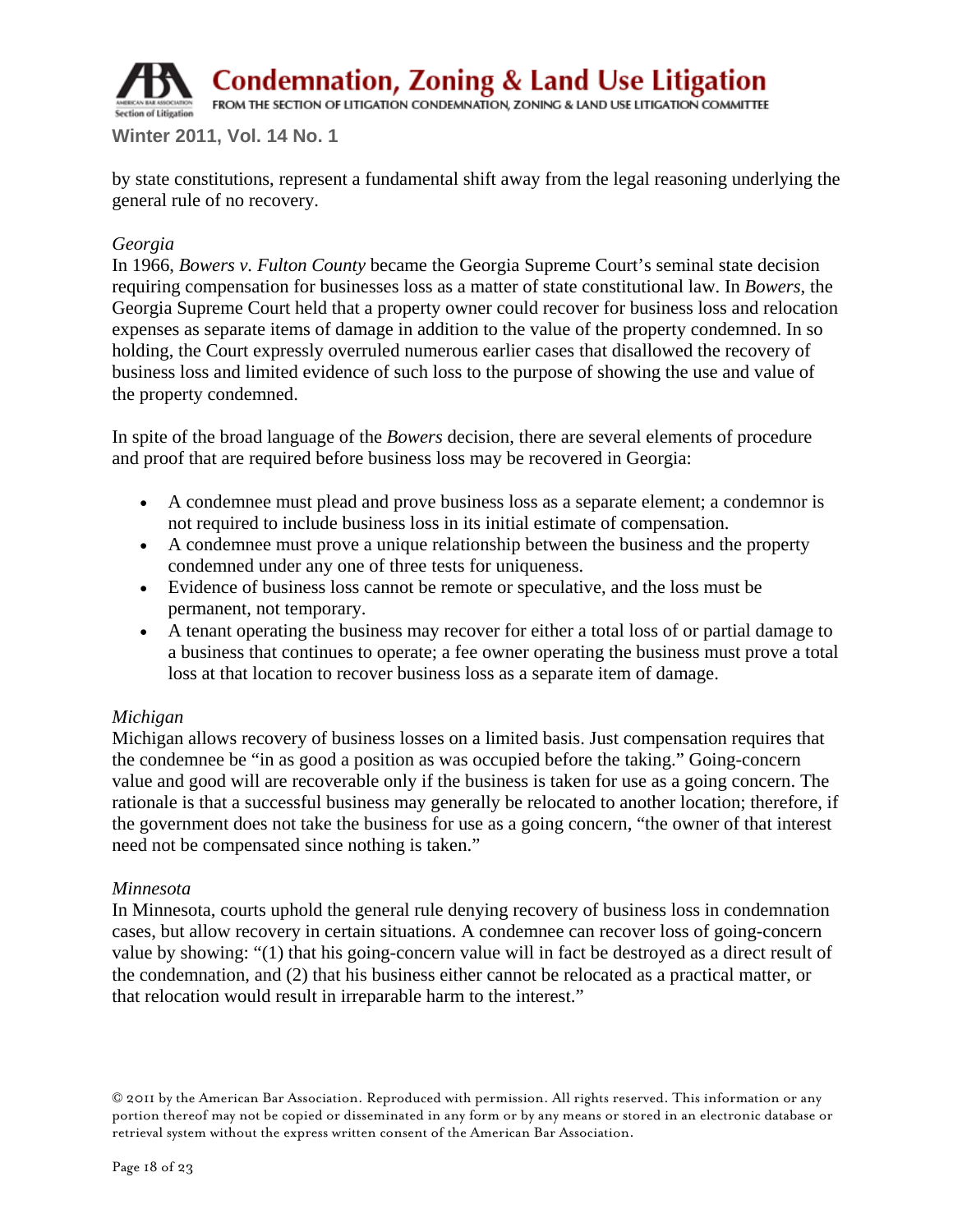by state constitutions, represent a fundamental shift away from the legal reasoning underlying the general rule of no recovery.

*Georgia*

In 1966, *Bowers v. Fulton County* became the Georgia Supreme Court's seminal state decision requiring compensation for businesses loss as a matter of state constitutional law. In *Bowers*, the Georgia Supreme Court held that a property owner could recover for business loss and relocation expenses as separate items of damage in addition to the value of the property condemned. In so holding, the Court expressly overruled numerous earlier cases that disallowed the recovery of business loss and limited evidence of such loss to the purpose of showing the use and value of the property condemned.

In spite of the broad language of the *Bowers* decision, there are several elements of procedure and proof that are required before business loss may be recovered in Georgia:

- A condemnee must plead and prove business loss as a separate element; a condemnor is not required to include business loss in its initial estimate of compensation.
- A condemnee must prove a unique relationship between the business and the property condemned under any one of three tests for uniqueness.
- Evidence of business loss cannot be remote or speculative, and the loss must be permanent, not temporary.
- A tenant operating the business may recover for either a total loss of or partial damage to a business that continues to operate; a fee owner operating the business must prove a total loss at that location to recover business loss as a separate item of damage.

*Michigan*

Michigan allows recovery of business losses on a limited basis. Just compensation requires that the condemnee be "in as good a position as was occupied before the taking." Going-concern value and good will are recoverable only if the business is taken for use as a going concern. The rationale is that a successful business may generally be relocated to another location; therefore, if the government does not take the business for use as a going concern, "the owner of that interest need not be compensated since nothing is taken."

*Minnesota*

In Minnesota, courts uphold the general rule denying recovery of business loss in condemnation cases, but allow recovery in certain situations. A condemnee can recover loss of going-concern value by showing: "(1) that his going-concern value will in fact be destroyed as a direct result of the condemnation, and (2) that his business either cannot be relocated as a practical matter, or that relocation would result in irreparable harm to the interest."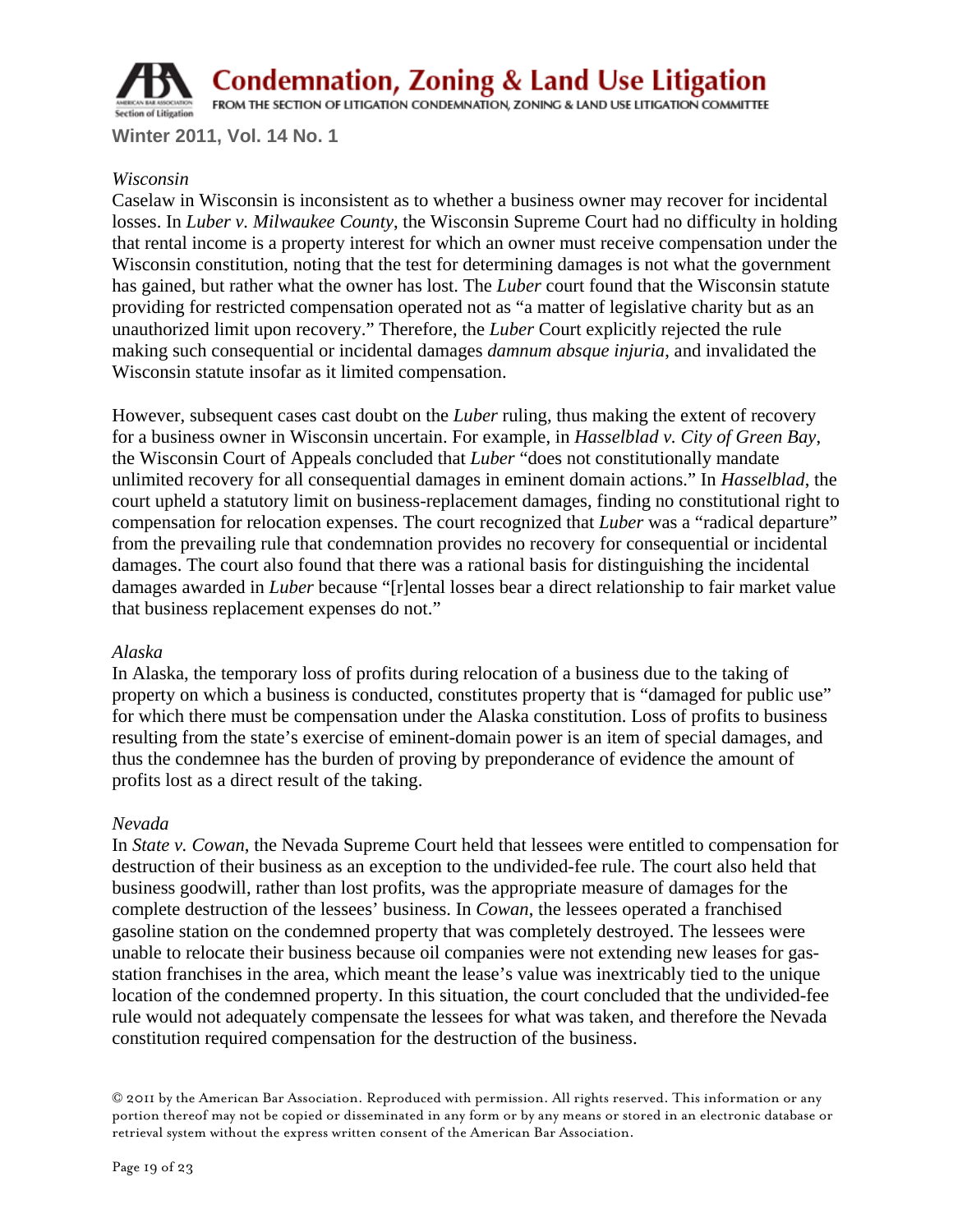*Wisconsin*

Caselaw in Wisconsin is inconsistent as to whether a business owner may recover for incidental losses. In *Luber v. Milwaukee County*, the Wisconsin Supreme Court had no difficulty in holding that rental income is a property interest for which an owner must receive compensation under the Wisconsin constitution, noting that the test for determining damages is not what the government has gained, but rather what the owner has lost. The *Luber* court found that the Wisconsin statute providing for restricted compensation operated not as "a matter of legislative charity but as an unauthorized limit upon recovery." Therefore, the *Luber* Court explicitly rejected the rule making such consequential or incidental damages *damnum absque injuria*, and invalidated the Wisconsin statute insofar as it limited compensation.

However, subsequent cases cast doubt on the *Luber* ruling, thus making the extent of recovery for a business owner in Wisconsin uncertain. For example, in *Hasselblad v. City of Green Bay*, the Wisconsin Court of Appeals concluded that *Luber* "does not constitutionally mandate unlimited recovery for all consequential damages in eminent domain actions." In *Hasselblad*, the court upheld a statutory limit on business-replacement damages, finding no constitutional right to compensation for relocation expenses. The court recognized that *Luber* was a "radical departure" from the prevailing rule that condemnation provides no recovery for consequential or incidental damages. The court also found that there was a rational basis for distinguishing the incidental damages awarded in *Luber* because "[r]ental losses bear a direct relationship to fair market value that business replacement expenses do not."

*Alaska*

In Alaska, the temporary loss of profits during relocation of a business due to the taking of property on which a business is conducted, constitutes property that is "damaged for public use" for which there must be compensation under the Alaska constitution. Loss of profits to business resulting from the state's exercise of eminent-domain power is an item of special damages, and thus the condemnee has the burden of proving by preponderance of evidence the amount of profits lost as a direct result of the taking.

*Nevada*

In *State v. Cowan*, the Nevada Supreme Court held that lessees were entitled to compensation for destruction of their business as an exception to the undivided-fee rule. The court also held that business goodwill, rather than lost profits, was the appropriate measure of damages for the complete destruction of the lessees' business. In *Cowan*, the lessees operated a franchised gasoline station on the condemned property that was completely destroyed. The lessees were unable to relocate their business because oil companies were not extending new leases for gas-station franchises in the area, which meant the lease's value was inextricably tied to the unique location of the condemned property. In this situation, the court concluded that the undivided-fee rule would not adequately compensate the lessees for what was taken, and therefore the Nevada constitution required compensation for the destruction of the business.

© 2011 by the American Bar Association. Reproduced with permission. All rights reserved. This information or any portion thereof may not be copied or disseminated in any form or by any means or stored in an electronic database or retrieval system without the express written consent of the American Bar Association.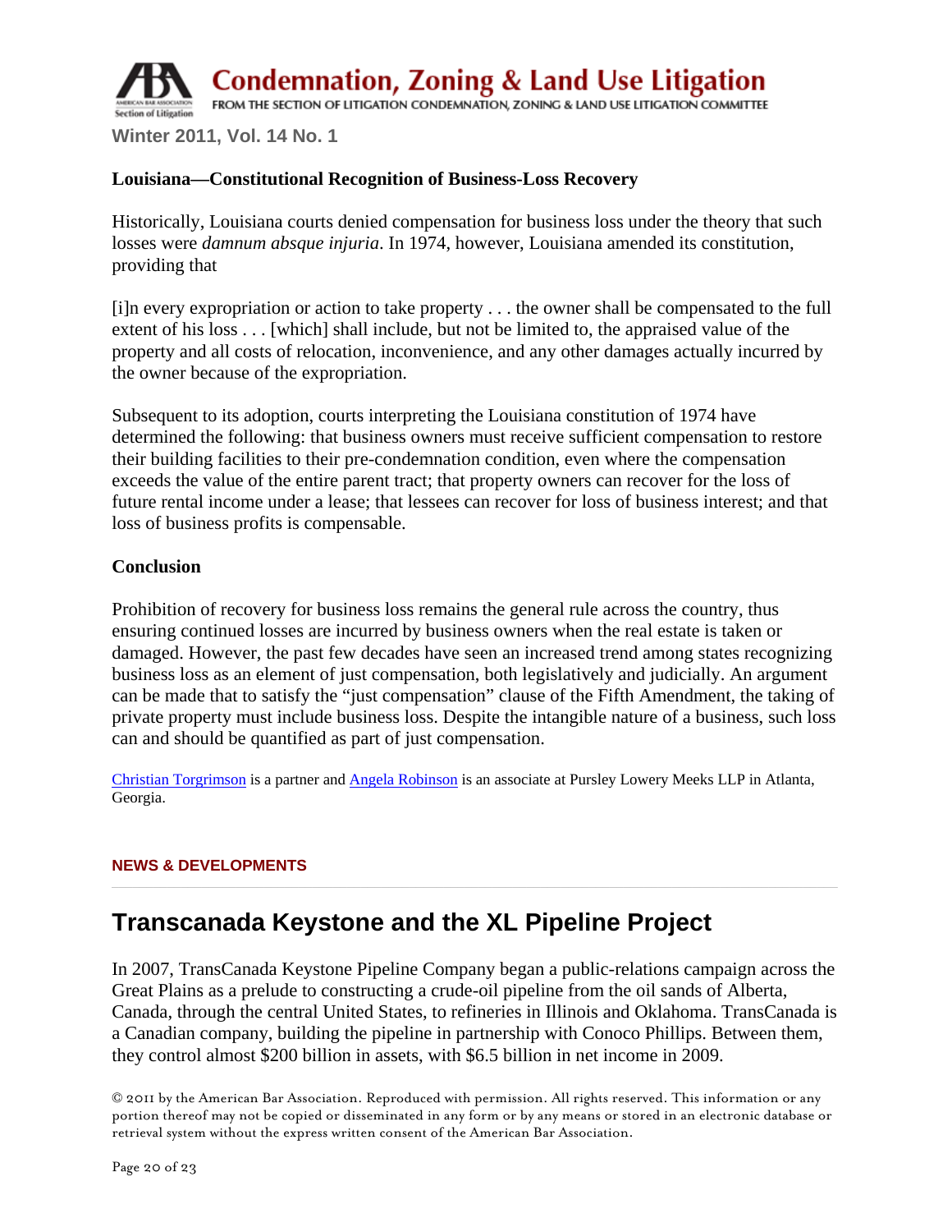### Louisiana—Constitutional Recognition of Business-Loss Recovery

Historically, Louisiana courts denied compensation for business loss under the theory that such losses were *damnum absque injuria*. In 1974, however, Louisiana amended its constitution, providing that

> [i]n every expropriation or action to take property . . . the owner shall be compensated to the full extent of his loss . . . [which] shall include, but not be limited to, the appraised value of the property and all costs of relocation, inconvenience, and any other damages actually incurred by the owner because of the expropriation.

Subsequent to its adoption, courts interpreting the Louisiana constitution of 1974 have determined the following: that business owners must receive sufficient compensation to restore their building facilities to their pre-condemnation condition, even where the compensation exceeds the value of the entire parent tract; that property owners can recover for the loss of future rental income under a lease; that lessees can recover for loss of business interest; and that loss of business profits is compensable.

### Conclusion

Prohibition of recovery for business loss remains the general rule across the country, thus ensuring continued losses are incurred by business owners when the real estate is taken or damaged. However, the past few decades have seen an increased trend among states recognizing business loss as an element of just compensation, both legislatively and judicially. An argument can be made that to satisfy the "just compensation" clause of the Fifth Amendment, the taking of private property must include business loss. Despite the intangible nature of a business, such loss can and should be quantified as part of just compensation.

Christian Torgrimson is a partner and Angela Robinson is an associate at Pursley Lowery Meeks LLP in Atlanta, Georgia.

**NEWS & DEVELOPMENTS**

## Transcanada Keystone and the XL Pipeline Project

In 2007, TransCanada Keystone Pipeline Company began a public-relations campaign across the Great Plains as a prelude to constructing a crude-oil pipeline from the oil sands of Alberta, Canada, through the central United States, to refineries in Illinois and Oklahoma. TransCanada is a Canadian company, building the pipeline in partnership with Conoco Phillips. Between them, they control almost $200 billion in assets, with $6.5 billion in net income in 2009.

© 2011 by the American Bar Association. Reproduced with permission. All rights reserved. This information or any portion thereof may not be copied or disseminated in any form or by any means or stored in an electronic database or retrieval system without the express written consent of the American Bar Association.